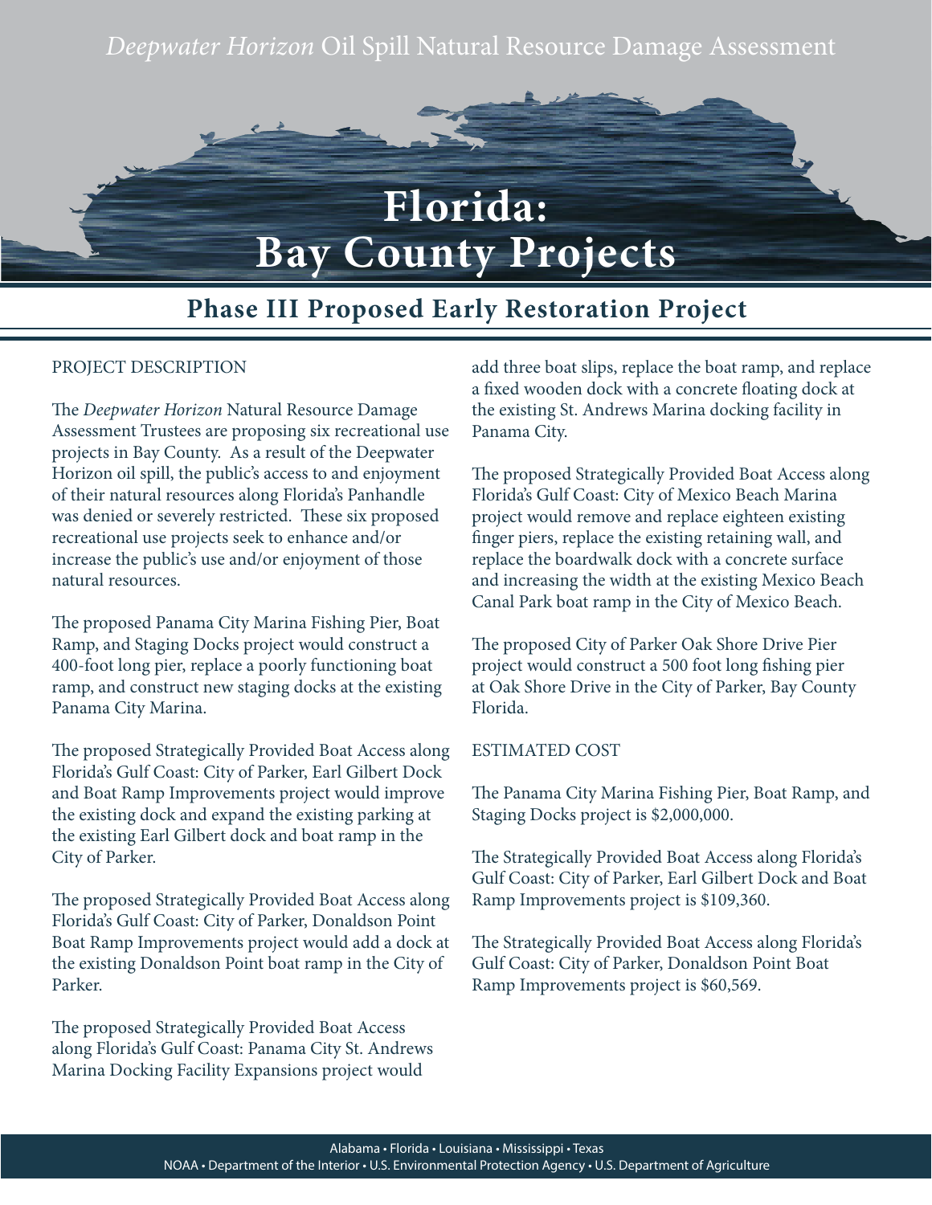*Deepwater Horizon* Oil Spill Natural Resource Damage Assessment

# Florida: Bay County Projects

## Phase III Proposed Early Restoration Project

PROJECT DESCRIPTION

The *Deepwater Horizon* Natural Resource Damage Assessment Trustees are proposing six recreational use projects in Bay County. As a result of the Deepwater Horizon oil spill, the public's access to and enjoyment of their natural resources along Florida's Panhandle was denied or severely restricted. These six proposed recreational use projects seek to enhance and/or increase the public's use and/or enjoyment of those natural resources.

The proposed Panama City Marina Fishing Pier, Boat Ramp, and Staging Docks project would construct a 400-foot long pier, replace a poorly functioning boat ramp, and construct new staging docks at the existing Panama City Marina.

The proposed Strategically Provided Boat Access along Florida's Gulf Coast: City of Parker, Earl Gilbert Dock and Boat Ramp Improvements project would improve the existing dock and expand the existing parking at the existing Earl Gilbert dock and boat ramp in the City of Parker.

The proposed Strategically Provided Boat Access along Florida's Gulf Coast: City of Parker, Donaldson Point Boat Ramp Improvements project would add a dock at the existing Donaldson Point boat ramp in the City of Parker.

The proposed Strategically Provided Boat Access along Florida's Gulf Coast: Panama City St. Andrews Marina Docking Facility Expansions project would add three boat slips, replace the boat ramp, and replace a fixed wooden dock with a concrete floating dock at the existing St. Andrews Marina docking facility in Panama City.

The proposed Strategically Provided Boat Access along Florida's Gulf Coast: City of Mexico Beach Marina project would remove and replace eighteen existing finger piers, replace the existing retaining wall, and replace the boardwalk dock with a concrete surface and increasing the width at the existing Mexico Beach Canal Park boat ramp in the City of Mexico Beach.

The proposed City of Parker Oak Shore Drive Pier project would construct a 500 foot long fishing pier at Oak Shore Drive in the City of Parker, Bay County Florida.

ESTIMATED COST

The Panama City Marina Fishing Pier, Boat Ramp, and Staging Docks project is $2,000,000.

The Strategically Provided Boat Access along Florida's Gulf Coast: City of Parker, Earl Gilbert Dock and Boat Ramp Improvements project is $109,360.

The Strategically Provided Boat Access along Florida's Gulf Coast: City of Parker, Donaldson Point Boat Ramp Improvements project is $60,569.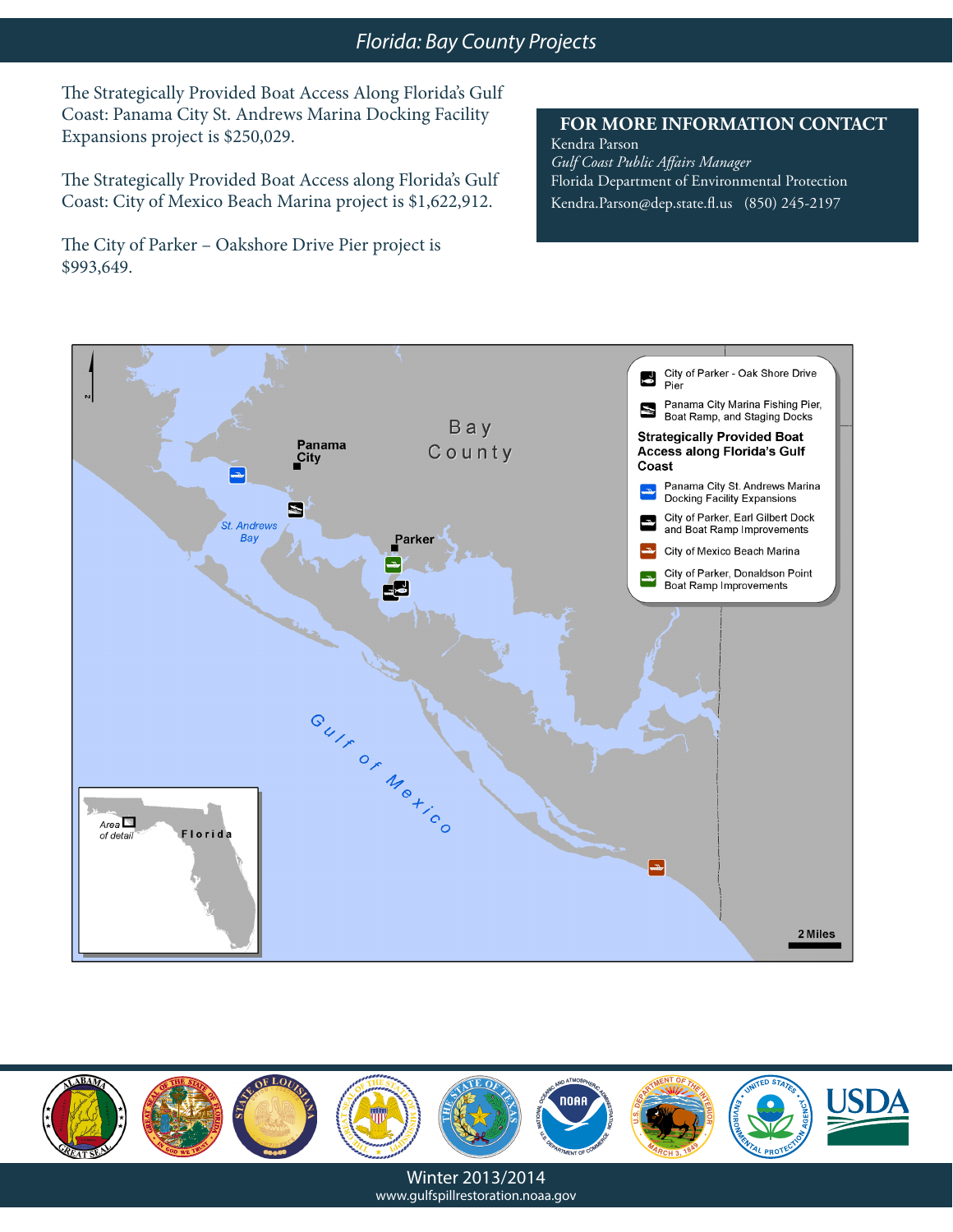# Florida: Bay County Projects

The Strategically Provided Boat Access Along Florida's Gulf Coast: Panama City St. Andrews Marina Docking Facility Expansions project is $250,029.

The Strategically Provided Boat Access along Florida's Gulf Coast: City of Mexico Beach Marina project is $1,622,912.

The City of Parker – Oakshore Drive Pier project is $993,649.

**FOR MORE INFORMATION CONTACT**

Kendra Parson
*Gulf Coast Public Affairs Manager*
Florida Department of Environmental Protection
Kendra.Parson@dep.state.fl.us (850) 245-2197

N

Bay County

Panama City

St. Andrews Bay

Parker

Gulf of Mexico

City of Parker - Oak Shore Drive Pier

Panama City Marina Fishing Pier, Boat Ramp, and Staging Docks

**Strategically Provided Boat Access along Florida's Gulf Coast**

Panama City St. Andrews Marina Docking Facility Expansions

City of Parker, Earl Gilbert Dock and Boat Ramp Improvements

City of Mexico Beach Marina

City of Parker, Donaldson Point Boat Ramp Improvements

Area of detail

Florida

2 Miles

Winter 2013/2014
www.gulfspillrestoration.noaa.gov